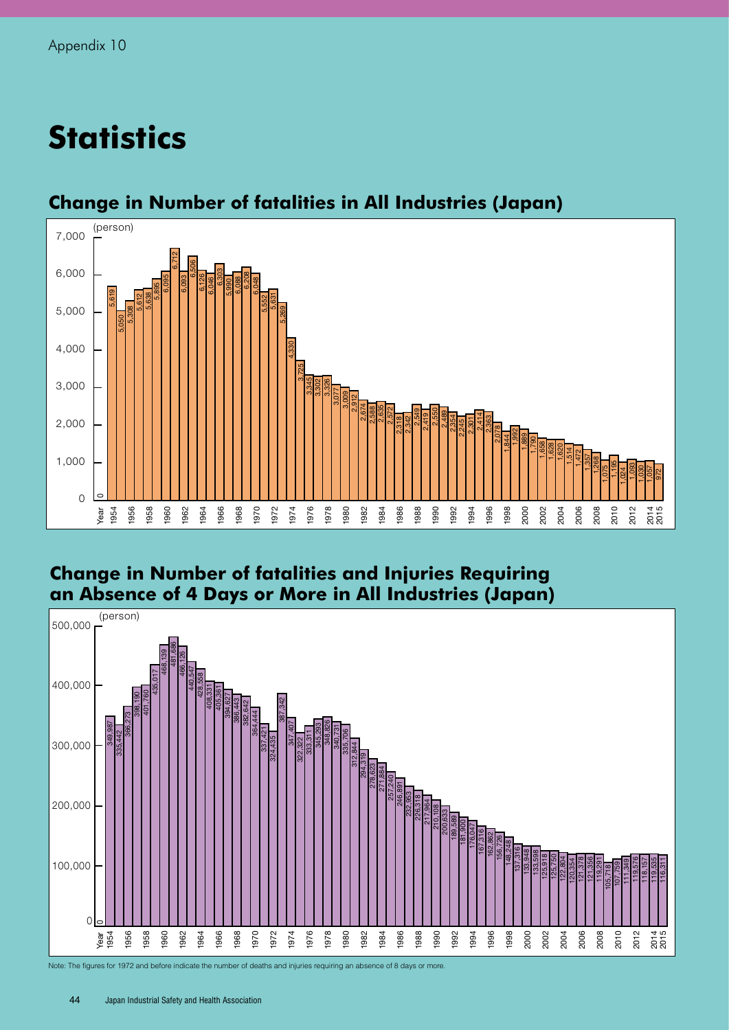Appendix 10

# Statistics

## Change in Number of fatalities in All Industries (Japan)

(person)

| Year | Fatalities |
|---|---|
| 1954 | 5,619 |
| 1955 | 5,050 |
| 1956 | 5,308 |
| 1957 | 5,612 |
| 1958 | 5,638 |
| 1959 | 5,895 |
| 1960 | 6,095 |
| 1961 | 6,712 |
| 1962 | 6,093 |
| 1963 | 6,506 |
| 1964 | 6,126 |
| 1965 | 6,046 |
| 1966 | 6,303 |
| 1967 | 5,990 |
| 1968 | 6,088 |
| 1969 | 6,208 |
| 1970 | 6,048 |
| 1971 | 5,552 |
| 1972 | 5,631 |
| 1973 | 5,269 |
| 1974 | 4,330 |
| 1975 | 3,725 |
| 1976 | 3,345 |
| 1977 | 3,302 |
| 1978 | 3,326 |
| 1979 | 3,077 |
| 1980 | 3,009 |
| 1981 | 2,912 |
| 1982 | 2,674 |
| 1983 | 2,588 |
| 1984 | 2,635 |
| 1985 | 2,572 |
| 1986 | 2,318 |
| 1987 | 2,342 |
| 1988 | 2,549 |
| 1989 | 2,419 |
| 1990 | 2,550 |
| 1991 | 2,489 |
| 1992 | 2,354 |
| 1993 | 2,245 |
| 1994 | 2,301 |
| 1995 | 2,414 |
| 1996 | 2,363 |
| 1997 | 2,078 |
| 1998 | 1,844 |
| 1999 | 1,992 |
| 2000 | 1,889 |
| 2001 | 1,790 |
| 2002 | 1,658 |
| 2003 | 1,628 |
| 2004 | 1,620 |
| 2005 | 1,514 |
| 2006 | 1,472 |
| 2007 | 1,357 |
| 2008 | 1,268 |
| 2009 | 1,075 |
| 2010 | 1,195 |
| 2011 | 1,024 |
| 2012 | 1,093 |
| 2013 | 1,030 |
| 2014 | 1,057 |
| 2015 | 972 |

## Change in Number of fatalities and Injuries Requiring an Absence of 4 Days or More in All Industries (Japan)

(person)

| Year | Fatalities and Injuries |
|---|---|
| 1954 | 349,987 |
| 1955 | 335,442 |
| 1956 | 366,273 |
| 1957 | 398,190 |
| 1958 | 401,760 |
| 1959 | 435,017 |
| 1960 | 468,139 |
| 1961 | 481,686 |
| 1962 | 466,126 |
| 1963 | 440,547 |
| 1964 | 428,558 |
| 1965 | 408,331 |
| 1966 | 405,361 |
| 1967 | 394,627 |
| 1968 | 386,443 |
| 1969 | 382,642 |
| 1970 | 364,444 |
| 1971 | 337,421 |
| 1972 | 324,435 |
| 1973 | 387,342 |
| 1974 | 347,407 |
| 1975 | 322,322 |
| 1976 | 333,311 |
| 1977 | 345,293 |
| 1978 | 348,826 |
| 1979 | 340,731 |
| 1980 | 335,706 |
| 1981 | 312,844 |
| 1982 | 294,319 |
| 1983 | 278,623 |
| 1984 | 271,884 |
| 1985 | 257,240 |
| 1986 | 246,891 |
| 1987 | 232,953 |
| 1988 | 226,318 |
| 1989 | 217,964 |
| 1990 | 210,108 |
| 1991 | 200,633 |
| 1992 | 189,589 |
| 1993 | 181,900 |
| 1994 | 176,047 |
| 1995 | 167,316 |
| 1996 | 162,862 |
| 1997 | 156,726 |
| 1998 | 148,248 |
| 1999 | 137,316 |
| 2000 | 133,948 |
| 2001 | 133,598 |
| 2002 | 125,918 |
| 2003 | 125,750 |
| 2004 | 122,804 |
| 2005 | 120,354 |
| 2006 | 121,378 |
| 2007 | 121,356 |
| 2008 | 119,291 |
| 2009 | 105,718 |
| 2010 | 107,759 |
| 2011 | 111,349 |
| 2012 | 119,576 |
| 2013 | 118,157 |
| 2014 | 119,535 |
| 2015 | 116,311 |

Note: The figures for 1972 and before indicate the number of deaths and injuries requiring an absence of 8 days or more.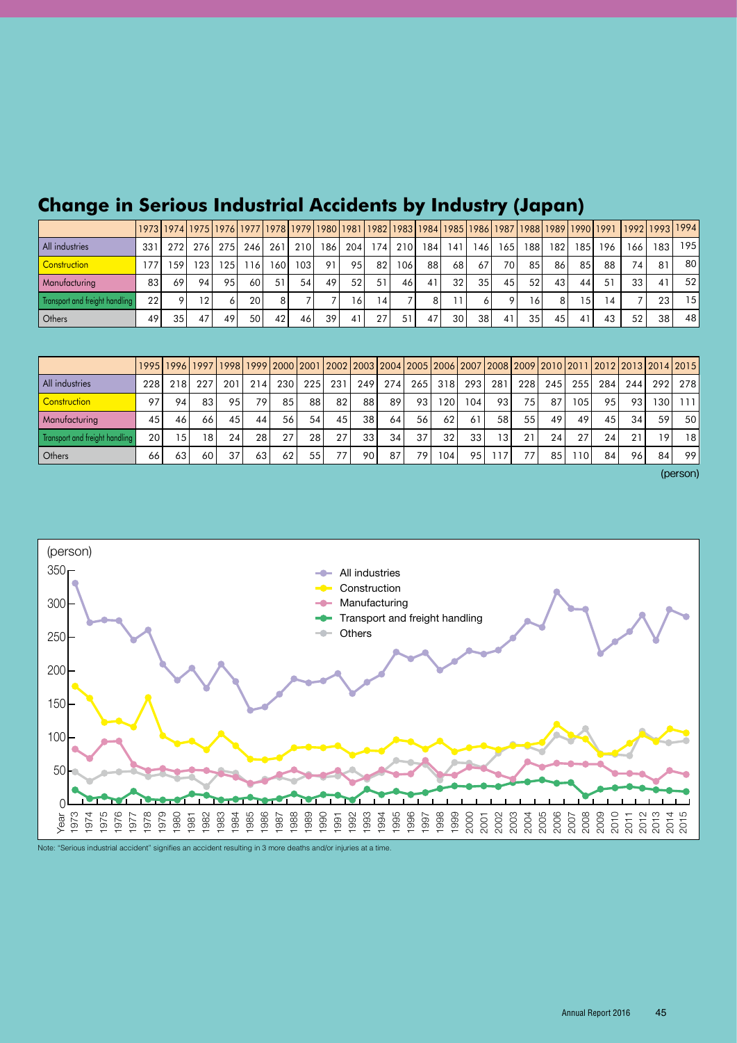## Change in Serious Industrial Accidents by Industry (Japan)

| | 1973 | 1974 | 1975 | 1976 | 1977 | 1978 | 1979 | 1980 | 1981 | 1982 | 1983 | 1984 | 1985 | 1986 | 1987 | 1988 | 1989 | 1990 | 1991 | 1992 | 1993 | 1994 |
|---|---|---|---|---|---|---|---|---|---|---|---|---|---|---|---|---|---|---|---|---|---|---|
| All industries | 331 | 272 | 276 | 275 | 246 | 261 | 210 | 186 | 204 | 174 | 210 | 184 | 141 | 146 | 165 | 188 | 182 | 185 | 196 | 166 | 183 | 195 |
| Construction | 177 | 159 | 123 | 125 | 116 | 160 | 103 | 91 | 95 | 82 | 106 | 88 | 68 | 67 | 70 | 85 | 86 | 85 | 88 | 74 | 81 | 80 |
| Manufacturing | 83 | 69 | 94 | 95 | 60 | 51 | 54 | 49 | 52 | 51 | 46 | 41 | 32 | 35 | 45 | 52 | 43 | 44 | 51 | 33 | 41 | 52 |
| Transport and freight handling | 22 | 9 | 12 | 6 | 20 | 8 | 7 | 7 | 16 | 14 | 7 | 8 | 11 | 6 | 9 | 16 | 8 | 15 | 14 | 7 | 23 | 15 |
| Others | 49 | 35 | 47 | 49 | 50 | 42 | 46 | 39 | 41 | 27 | 51 | 47 | 30 | 38 | 41 | 35 | 45 | 41 | 43 | 52 | 38 | 48 |

| | 1995 | 1996 | 1997 | 1998 | 1999 | 2000 | 2001 | 2002 | 2003 | 2004 | 2005 | 2006 | 2007 | 2008 | 2009 | 2010 | 2011 | 2012 | 2013 | 2014 | 2015 |
|---|---|---|---|---|---|---|---|---|---|---|---|---|---|---|---|---|---|---|---|---|---|
| All industries | 228 | 218 | 227 | 201 | 214 | 230 | 225 | 231 | 249 | 274 | 265 | 318 | 293 | 281 | 228 | 245 | 255 | 284 | 244 | 292 | 278 |
| Construction | 97 | 94 | 83 | 95 | 79 | 85 | 88 | 82 | 88 | 89 | 93 | 120 | 104 | 93 | 75 | 87 | 105 | 95 | 93 | 130 | 111 |
| Manufacturing | 45 | 46 | 66 | 45 | 44 | 56 | 54 | 45 | 38 | 64 | 56 | 62 | 61 | 58 | 55 | 49 | 49 | 45 | 34 | 59 | 50 |
| Transport and freight handling | 20 | 15 | 18 | 24 | 28 | 27 | 28 | 27 | 33 | 34 | 37 | 32 | 33 | 13 | 21 | 24 | 27 | 24 | 21 | 19 | 18 |
| Others | 66 | 63 | 60 | 37 | 63 | 62 | 55 | 77 | 90 | 87 | 79 | 104 | 95 | 117 | 77 | 85 | 110 | 84 | 96 | 84 | 99 |

(person)

Note: "Serious industrial accident" signifies an accident resulting in 3 more deaths and/or injuries at a time.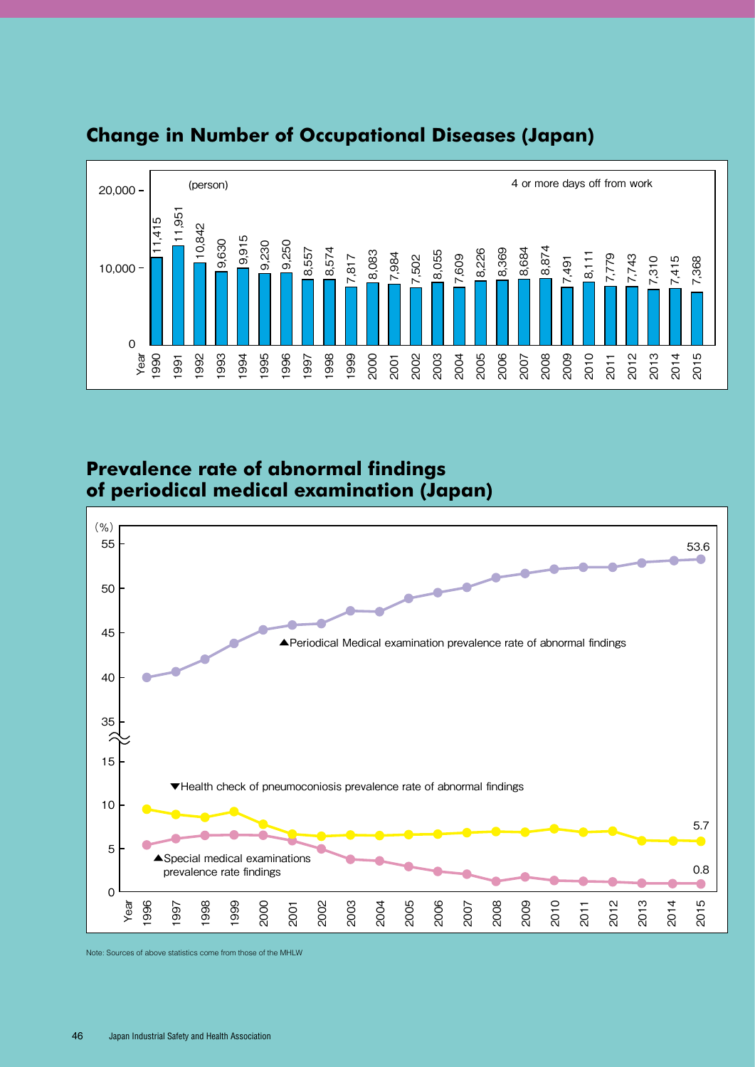## Change in Number of Occupational Diseases (Japan)

(person)

4 or more days off from work

20,000
10,000
0

Year

1990 11,415
1991 11,951
1992 10,842
1993 9,630
1994 9,915
1995 9,230
1996 9,250
1997 8,557
1998 8,574
1999 7,817
2000 8,083
2001 7,984
2002 7,502
2003 8,055
2004 7,609
2005 8,226
2006 8,369
2007 8,684
2008 8,874
2009 7,491
2010 8,111
2011 7,779
2012 7,743
2013 7,310
2014 7,415
2015 7,368

## Prevalence rate of abnormal findings of periodical medical examination (Japan)

(%)

55
50
45
40
35
15
10
5
0

Year

1996 1997 1998 1999 2000 2001 2002 2003 2004 2005 2006 2007 2008 2009 2010 2011 2012 2013 2014 2015

▲Periodical Medical examination prevalence rate of abnormal findings

53.6

▼Health check of pneumoconiosis prevalence rate of abnormal findings

5.7

▲Special medical examinations prevalence rate findings

0.8

Note: Sources of above statistics come from those of the MHLW